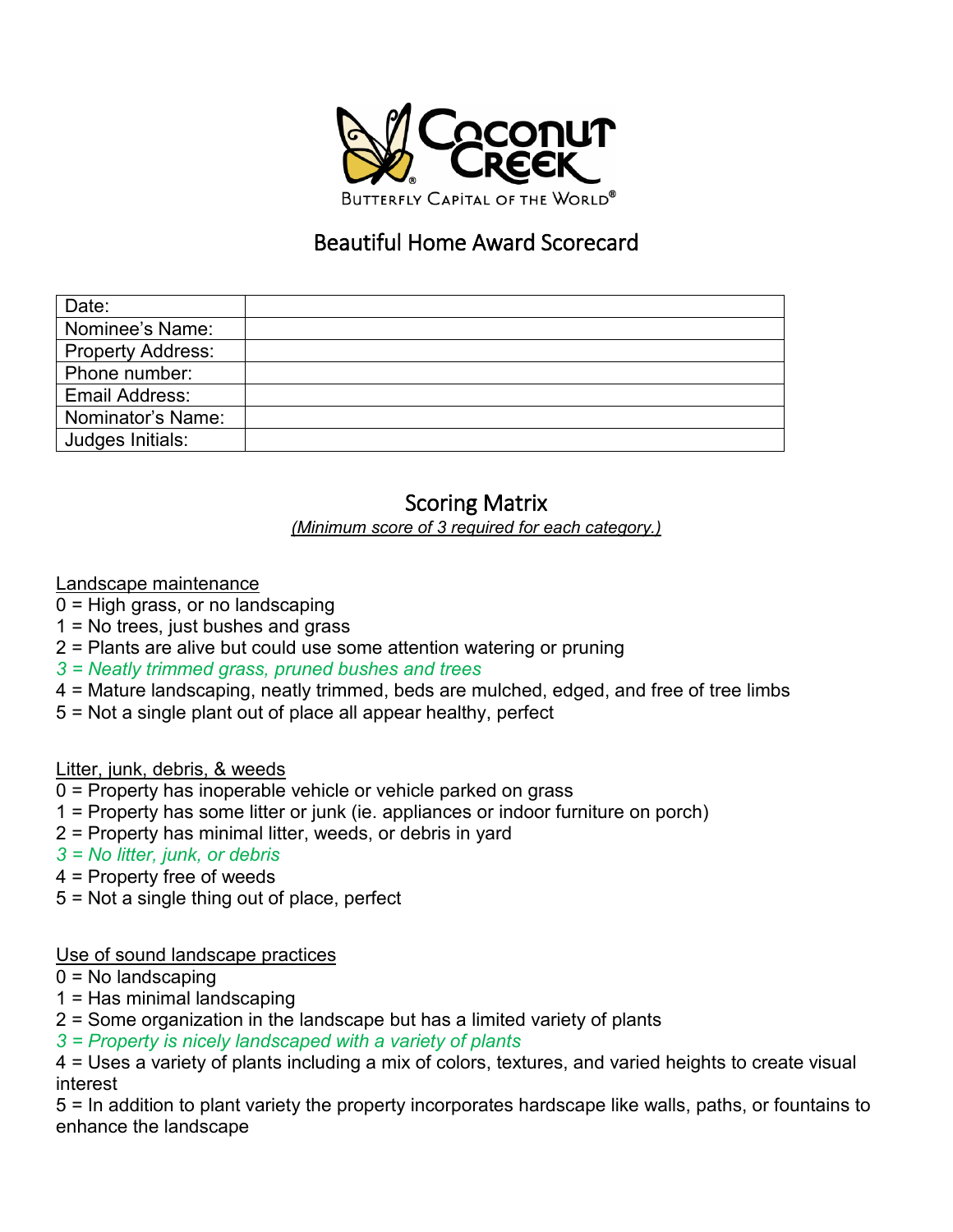Coconut Creek

Butterfly Capital of the World®

# Beautiful Home Award Scorecard

| Date: | |
|---|---|
| Nominee's Name: | |
| Property Address: | |
| Phone number: | |
| Email Address: | |
| Nominator's Name: | |
| Judges Initials: | |

## Scoring Matrix

*(Minimum score of 3 required for each category.)*

Landscape maintenance

0 = High grass, or no landscaping
1 = No trees, just bushes and grass
2 = Plants are alive but could use some attention watering or pruning
*3 = Neatly trimmed grass, pruned bushes and trees*
4 = Mature landscaping, neatly trimmed, beds are mulched, edged, and free of tree limbs
5 = Not a single plant out of place all appear healthy, perfect

Litter, junk, debris, & weeds

0 = Property has inoperable vehicle or vehicle parked on grass
1 = Property has some litter or junk (ie. appliances or indoor furniture on porch)
2 = Property has minimal litter, weeds, or debris in yard
*3 = No litter, junk, or debris*
4 = Property free of weeds
5 = Not a single thing out of place, perfect

Use of sound landscape practices

0 = No landscaping
1 = Has minimal landscaping
2 = Some organization in the landscape but has a limited variety of plants
*3 = Property is nicely landscaped with a variety of plants*
4 = Uses a variety of plants including a mix of colors, textures, and varied heights to create visual interest
5 = In addition to plant variety the property incorporates hardscape like walls, paths, or fountains to enhance the landscape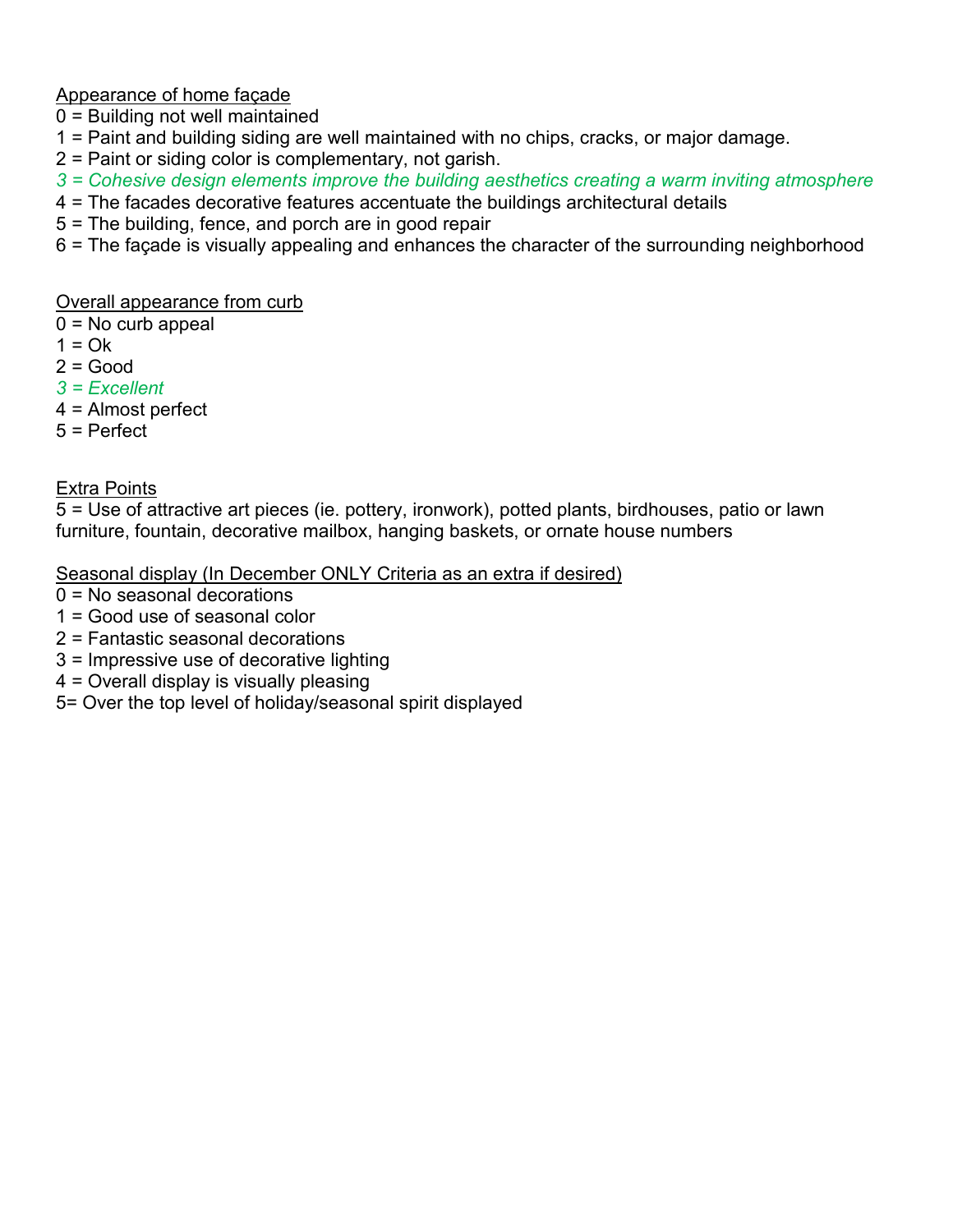<u>Appearance of home façade</u>

0 = Building not well maintained
1 = Paint and building siding are well maintained with no chips, cracks, or major damage.
2 = Paint or siding color is complementary, not garish.
*3 = Cohesive design elements improve the building aesthetics creating a warm inviting atmosphere*
4 = The facades decorative features accentuate the buildings architectural details
5 = The building, fence, and porch are in good repair
6 = The façade is visually appealing and enhances the character of the surrounding neighborhood

<u>Overall appearance from curb</u>

0 = No curb appeal
1 = Ok
2 = Good
*3 = Excellent*
4 = Almost perfect
5 = Perfect

<u>Extra Points</u>

5 = Use of attractive art pieces (ie. pottery, ironwork), potted plants, birdhouses, patio or lawn furniture, fountain, decorative mailbox, hanging baskets, or ornate house numbers

<u>Seasonal display (In December ONLY Criteria as an extra if desired)</u>

0 = No seasonal decorations
1 = Good use of seasonal color
2 = Fantastic seasonal decorations
3 = Impressive use of decorative lighting
4 = Overall display is visually pleasing
5= Over the top level of holiday/seasonal spirit displayed